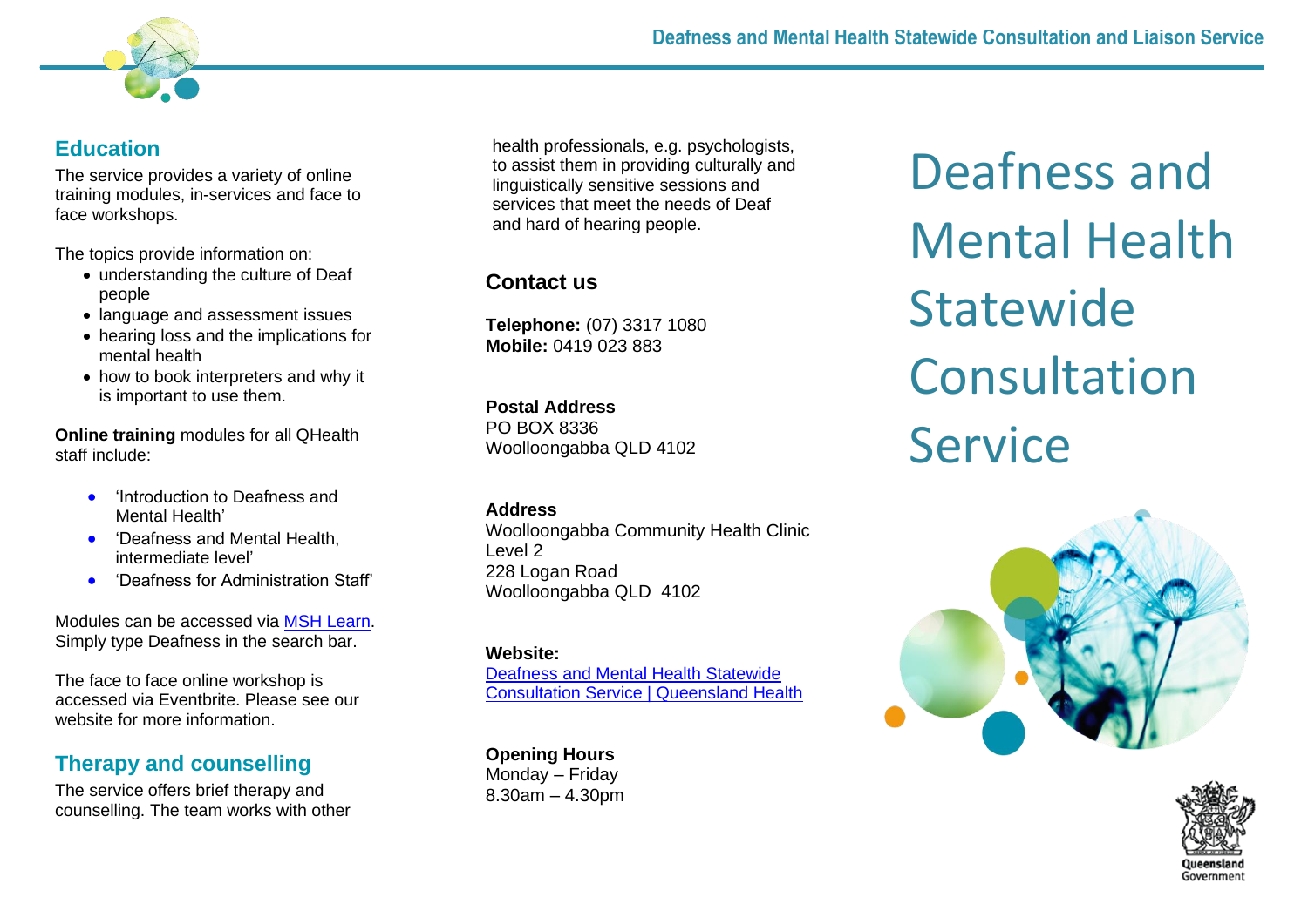## Education

The service provides a variety of online training modules, in-services and face to face workshops.

The topics provide information on:

- understanding the culture of Deaf people
- language and assessment issues
- hearing loss and the implications for mental health
- how to book interpreters and why it is important to use them.

**Online training** modules for all QHealth staff include:

- 'Introduction to Deafness and Mental Health'
- 'Deafness and Mental Health, intermediate level'
- 'Deafness for Administration Staff'

Modules can be accessed via MSH Learn. Simply type Deafness in the search bar.

The face to face online workshop is accessed via Eventbrite. Please see our website for more information.

## Therapy and counselling

The service offers brief therapy and counselling. The team works with other health professionals, e.g. psychologists, to assist them in providing culturally and linguistically sensitive sessions and services that meet the needs of Deaf and hard of hearing people.

## Contact us

**Telephone:** (07) 3317 1080
**Mobile:** 0419 023 883

**Postal Address**
PO BOX 8336
Woolloongabba QLD 4102

**Address**
Woolloongabba Community Health Clinic
Level 2
228 Logan Road
Woolloongabba QLD 4102

**Website:**
Deafness and Mental Health Statewide Consultation Service | Queensland Health

**Opening Hours**
Monday – Friday
8.30am – 4.30pm

# Deafness and Mental Health Statewide Consultation Service

Queensland Government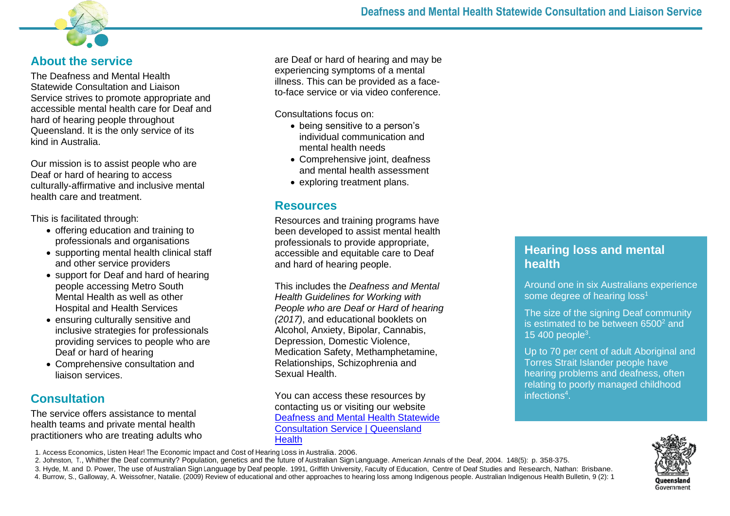## About the service

The Deafness and Mental Health Statewide Consultation and Liaison Service strives to promote appropriate and accessible mental health care for Deaf and hard of hearing people throughout Queensland. It is the only service of its kind in Australia.

Our mission is to assist people who are Deaf or hard of hearing to access culturally-affirmative and inclusive mental health care and treatment.

This is facilitated through:

- offering education and training to professionals and organisations
- supporting mental health clinical staff and other service providers
- support for Deaf and hard of hearing people accessing Metro South Mental Health as well as other Hospital and Health Services
- ensuring culturally sensitive and inclusive strategies for professionals providing services to people who are Deaf or hard of hearing
- Comprehensive consultation and liaison services.

## Consultation

The service offers assistance to mental health teams and private mental health practitioners who are treating adults who are Deaf or hard of hearing and may be experiencing symptoms of a mental illness. This can be provided as a face-to-face service or via video conference.

Consultations focus on:

- being sensitive to a person's individual communication and mental health needs
- Comprehensive joint, deafness and mental health assessment
- exploring treatment plans.

## Resources

Resources and training programs have been developed to assist mental health professionals to provide appropriate, accessible and equitable care to Deaf and hard of hearing people.

This includes the *Deafness and Mental Health Guidelines for Working with People who are Deaf or Hard of hearing (2017)*, and educational booklets on Alcohol, Anxiety, Bipolar, Cannabis, Depression, Domestic Violence, Medication Safety, Methamphetamine, Relationships, Schizophrenia and Sexual Health.

You can access these resources by contacting us or visiting our website [Deafness and Mental Health Statewide Consultation Service | Queensland Health]

## Hearing loss and mental health

Around one in six Australians experience some degree of hearing loss[1]

The size of the signing Deaf community is estimated to be between 6500[2] and 15 400 people[3].

Up to 70 per cent of adult Aboriginal and Torres Strait Islander people have hearing problems and deafness, often relating to poorly managed childhood infections[4].

1. Access Economics, Listen Hear! The Economic Impact and Cost of Hearing Loss in Australia. 2006.
2. Johnston, T., Whither the Deaf community? Population, genetics and the future of Australian Sign Language. American Annals of the Deaf, 2004. 148(5): p. 358-375.
3. Hyde, M. and D. Power, The use of Australian Sign Language by Deaf people. 1991, Griffith University, Faculty of Education, Centre of Deaf Studies and Research, Nathan: Brisbane.
4. Burrow, S., Galloway, A. Weissofner, Natalie. (2009) Review of educational and other approaches to hearing loss among Indigenous people. Australian Indigenous Health Bulletin, 9 (2): 1

Queensland Government